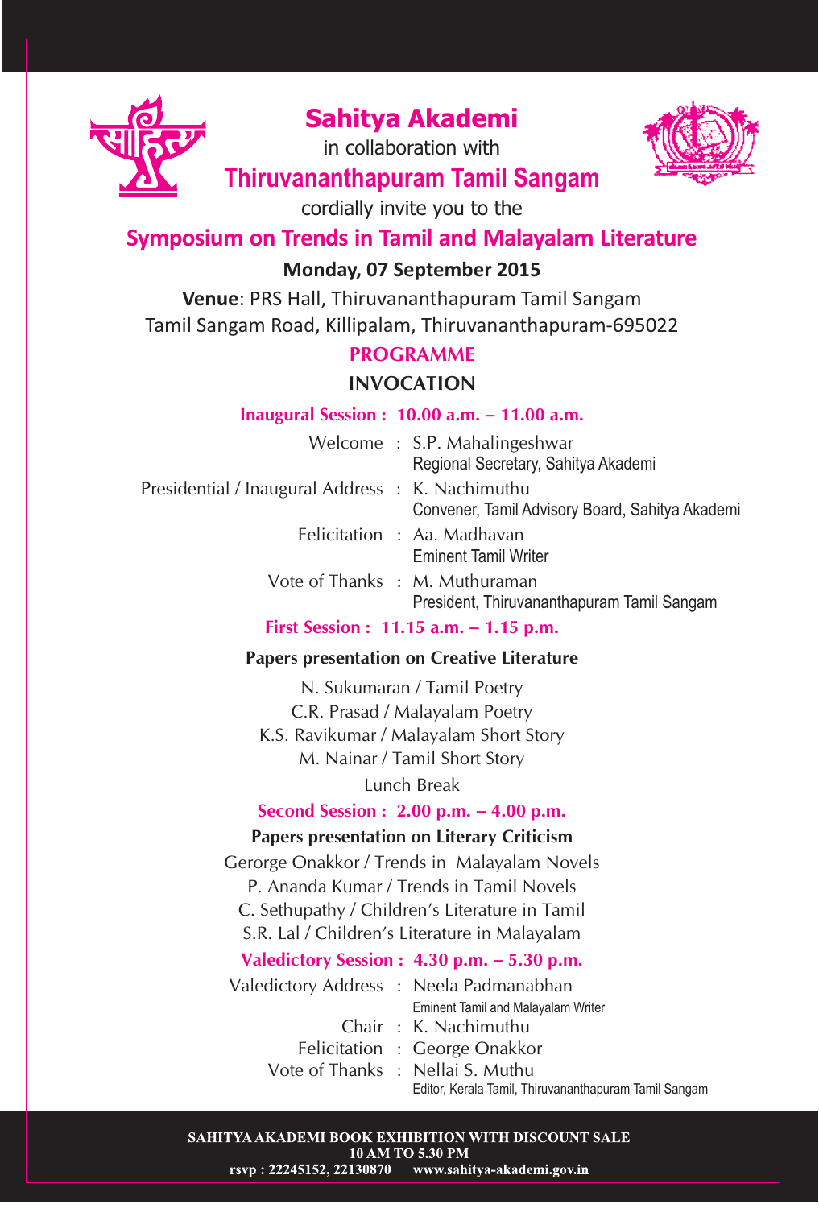# Sahitya Akademi

in collaboration with

## Thiruvananthapuram Tamil Sangam

cordially invite you to the

## Symposium on Trends in Tamil and Malayalam Literature

**Monday, 07 September 2015**

**Venue**: PRS Hall, Thiruvananthapuram Tamil Sangam
Tamil Sangam Road, Killipalam, Thiruvananthapuram-695022

### PROGRAMME

### INVOCATION

**Inaugural Session : 10.00 a.m. – 11.00 a.m.**

Welcome : S.P. Mahalingeshwar
Regional Secretary, Sahitya Akademi

Presidential / Inaugural Address : K. Nachimuthu
Convener, Tamil Advisory Board, Sahitya Akademi

Felicitation : Aa. Madhavan
Eminent Tamil Writer

Vote of Thanks : M. Muthuraman
President, Thiruvananthapuram Tamil Sangam

**First Session : 11.15 a.m. – 1.15 p.m.**

**Papers presentation on Creative Literature**

N. Sukumaran / Tamil Poetry
C.R. Prasad / Malayalam Poetry
K.S. Ravikumar / Malayalam Short Story
M. Nainar / Tamil Short Story

Lunch Break

**Second Session : 2.00 p.m. – 4.00 p.m.**

**Papers presentation on Literary Criticism**

Gerorge Onakkor / Trends in Malayalam Novels
P. Ananda Kumar / Trends in Tamil Novels
C. Sethupathy / Children's Literature in Tamil
S.R. Lal / Children's Literature in Malayalam

**Valedictory Session : 4.30 p.m. – 5.30 p.m.**

Valedictory Address : Neela Padmanabhan
Eminent Tamil and Malayalam Writer

Chair : K. Nachimuthu

Felicitation : George Onakkor

Vote of Thanks : Nellai S. Muthu
Editor, Kerala Tamil, Thiruvananthapuram Tamil Sangam

**SAHITYA AKADEMI BOOK EXHIBITION WITH DISCOUNT SALE**
**10 AM TO 5.30 PM**
**rsvp : 22245152, 22130870 www.sahitya-akademi.gov.in**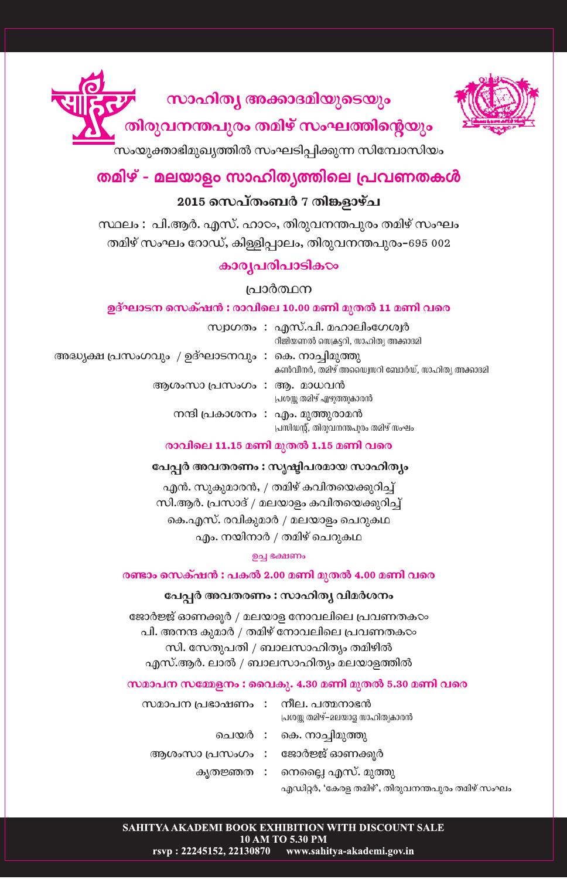# സാഹിത്യ അക്കാദമിയുടെയും
# തിരുവനന്തപുരം തമിഴ് സംഘത്തിന്റെയും

സംയുക്താഭിമുഖ്യത്തിൽ സംഘടിപ്പിക്കുന്ന സിമ്പോസിയം

## തമിഴ് - മലയാളം സാഹിത്യത്തിലെ പ്രവണതകൾ

**2015 സെപ്തംബർ 7 തിങ്കളാഴ്ച**

സ്ഥലം : പി.ആർ. എസ്. ഹാൾ, തിരുവനന്തപുരം തമിഴ് സംഘം
തമിഴ് സംഘം റോഡ്, കിള്ളിപ്പാലം, തിരുവനന്തപുരം–695 002

### കാര്യപരിപാടികൾ

പ്രാർത്ഥന

**ഉദ്ഘാടന സെക്ഷൻ : രാവിലെ 10.00 മണി മുതൽ 11 മണി വരെ**

സ്വാഗതം : എസ്.പി. മഹാലിംഗേശ്വർ
റീജിയണൽ സെക്രട്ടറി, സാഹിത്യ അക്കാദമി

അദ്ധ്യക്ഷ പ്രസംഗവും / ഉദ്ഘാടനവും : കെ. നാച്ചിമുത്തു
കൺവീനർ, തമിഴ് അഡ്വൈസറി ബോർഡ്, സാഹിത്യ അക്കാദമി

ആശംസാ പ്രസംഗം : ആ. മാധവൻ
പ്രശസ്ത തമിഴ് എഴുത്തുകാരൻ

നന്ദി പ്രകാശനം : എം. മുത്തുരാമൻ
പ്രസിഡന്റ്, തിരുവനന്തപുരം തമിഴ് സംഘം

**രാവിലെ 11.15 മണി മുതൽ 1.15 മണി വരെ**

**പേപ്പർ അവതരണം : സൃഷ്ടിപരമായ സാഹിത്യം**

എൻ. സുകുമാരൻ, / തമിഴ് കവിതയെക്കുറിച്ച്
സി.ആർ. പ്രസാദ് / മലയാളം കവിതയെക്കുറിച്ച്
കെ.എസ്. രവികുമാർ / മലയാളം ചെറുകഥ
എം. നയിനാർ / തമിഴ് ചെറുകഥ

ഉച്ച ഭക്ഷണം

**രണ്ടാം സെക്ഷൻ : പകൽ 2.00 മണി മുതൽ 4.00 മണി വരെ**

**പേപ്പർ അവതരണം : സാഹിത്യ വിമർശനം**

ജോർജ്ജ് ഓണക്കൂർ / മലയാള നോവലിലെ പ്രവണതകൾ
പി. അനന്ദ കുമാർ / തമിഴ് നോവലിലെ പ്രവണതകൾ
സി. സേതുപതി / ബാലസാഹിത്യം തമിഴിൽ
എസ്.ആർ. ലാൽ / ബാലസാഹിത്യം മലയാളത്തിൽ

**സമാപന സമ്മേളനം : വൈകു. 4.30 മണി മുതൽ 5.30 മണി വരെ**

സമാപന പ്രഭാഷണം : നീല. പത്മനാഭൻ
പ്രശസ്ത തമിഴ്–മലയാള സാഹിത്യകാരൻ

ചെയർ : കെ. നാച്ചിമുത്തു

ആശംസാ പ്രസംഗം : ജോർജ്ജ് ഓണക്കൂർ

കൃതജ്ഞത : നെല്ലൈ എസ്. മുത്തു
എഡിറ്റർ, 'കേരള തമിഴ്', തിരുവനന്തപുരം തമിഴ് സംഘം

**SAHITYA AKADEMI BOOK EXHIBITION WITH DISCOUNT SALE**
**10 AM TO 5.30 PM**
**rsvp : 22245152, 22130870 www.sahitya-akademi.gov.in**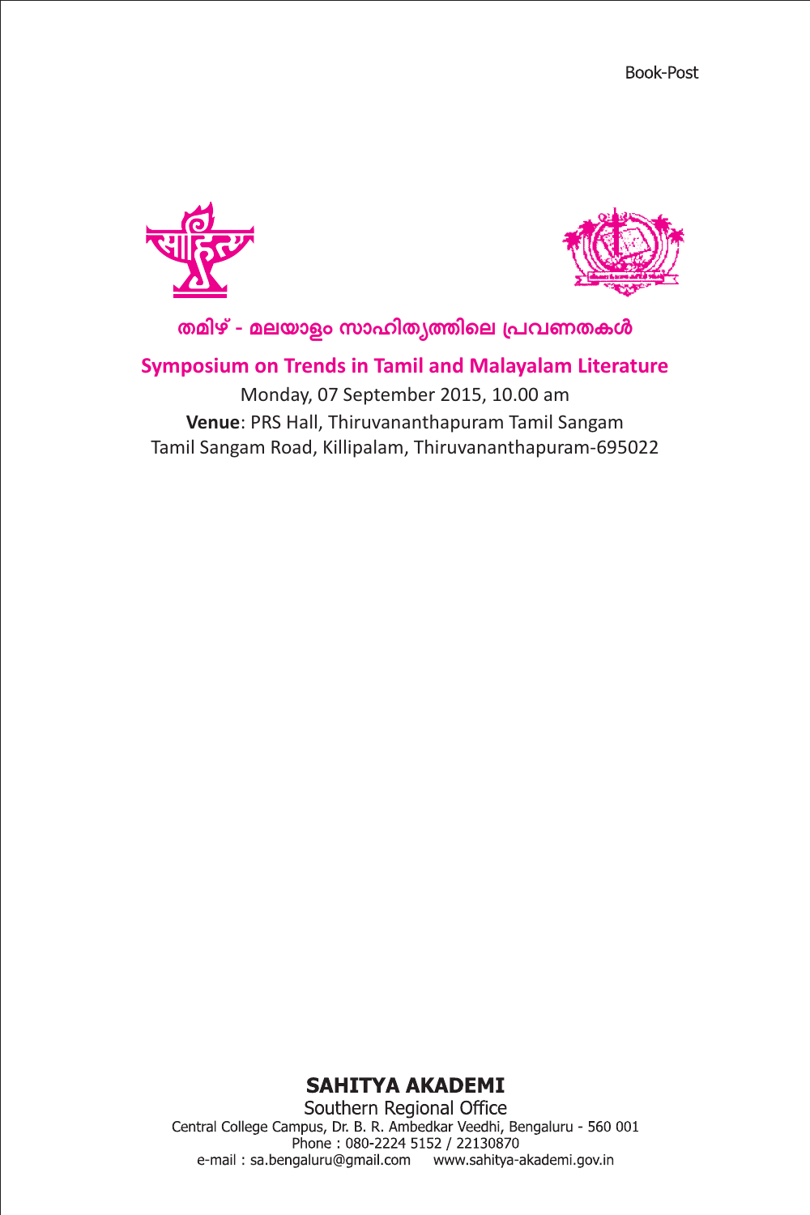Book-Post

**തമിഴ് - മലയാളം സാഹിത്യത്തിലെ പ്രവണതകൾ**

## Symposium on Trends in Tamil and Malayalam Literature

Monday, 07 September 2015, 10.00 am

**Venue**: PRS Hall, Thiruvananthapuram Tamil Sangam
Tamil Sangam Road, Killipalam, Thiruvananthapuram-695022

**SAHITYA AKADEMI**

Southern Regional Office

Central College Campus, Dr. B. R. Ambedkar Veedhi, Bengaluru - 560 001

Phone : 080-2224 5152 / 22130870

e-mail : sa.bengaluru@gmail.com www.sahitya-akademi.gov.in